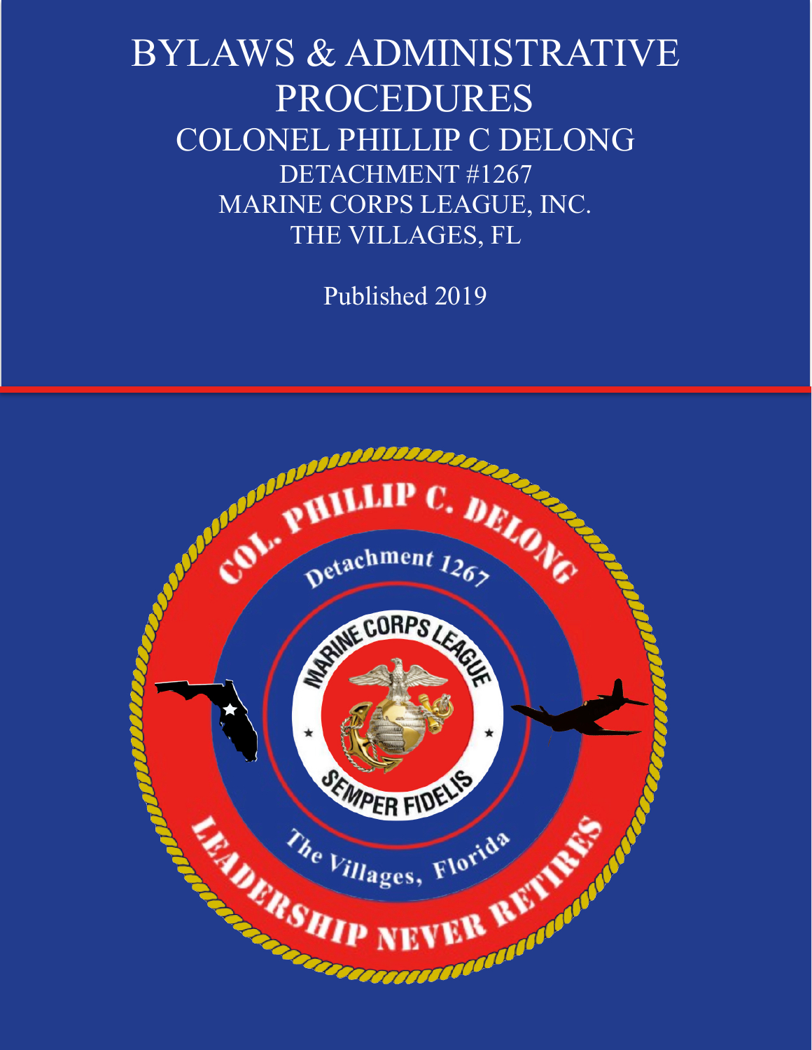# BYLAWS & ADMINISTRATIVE PROCEDURES

## COLONEL PHILLIP C DELONG

### DETACHMENT #1267

### MARINE CORPS LEAGUE, INC.

### THE VILLAGES, FL

Published 2019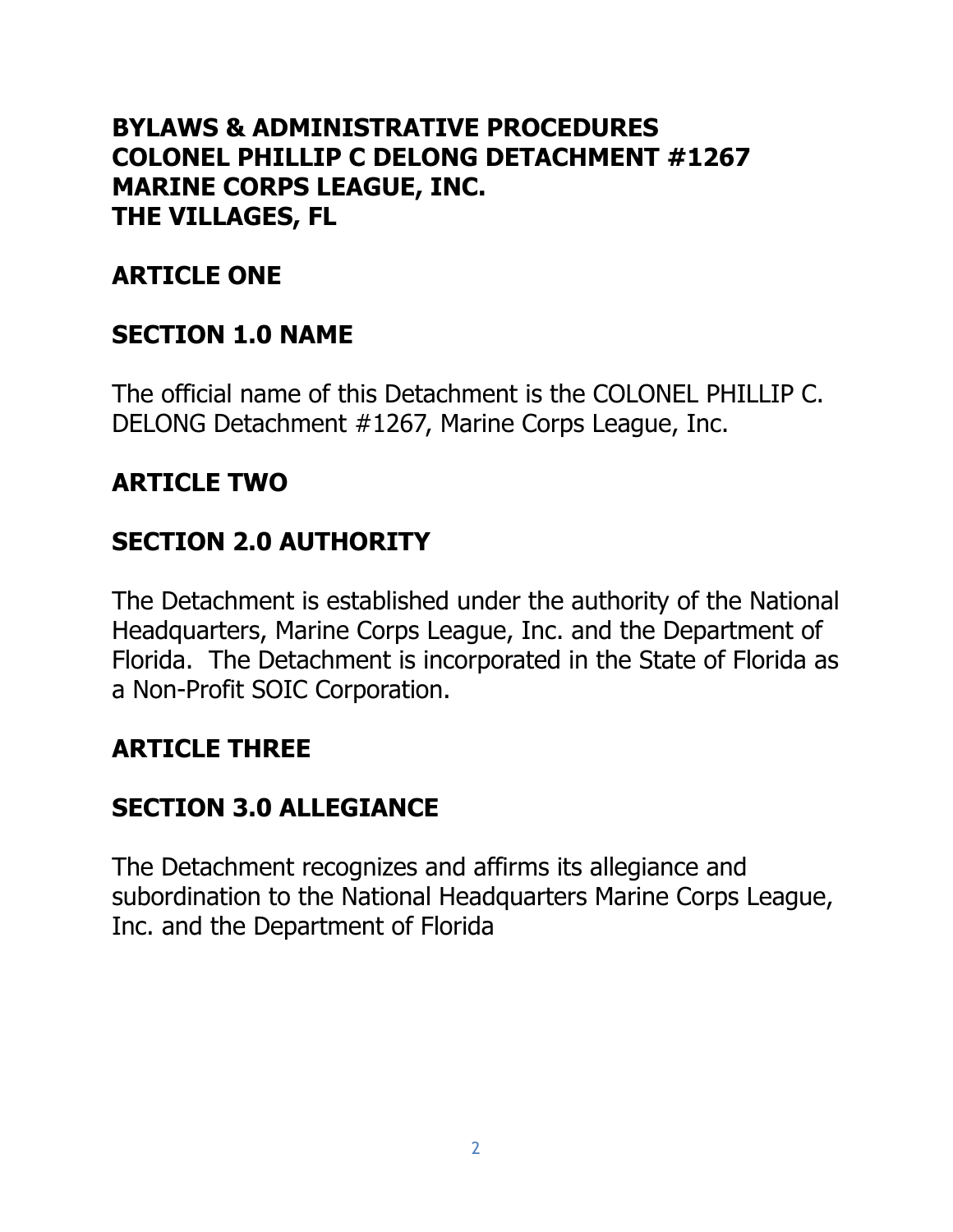# BYLAWS & ADMINISTRATIVE PROCEDURES
# COLONEL PHILLIP C DELONG DETACHMENT #1267
# MARINE CORPS LEAGUE, INC.
# THE VILLAGES, FL

## ARTICLE ONE

### SECTION 1.0 NAME

The official name of this Detachment is the COLONEL PHILLIP C. DELONG Detachment #1267, Marine Corps League, Inc.

## ARTICLE TWO

### SECTION 2.0 AUTHORITY

The Detachment is established under the authority of the National Headquarters, Marine Corps League, Inc. and the Department of Florida. The Detachment is incorporated in the State of Florida as a Non-Profit SOIC Corporation.

## ARTICLE THREE

### SECTION 3.0 ALLEGIANCE

The Detachment recognizes and affirms its allegiance and subordination to the National Headquarters Marine Corps League, Inc. and the Department of Florida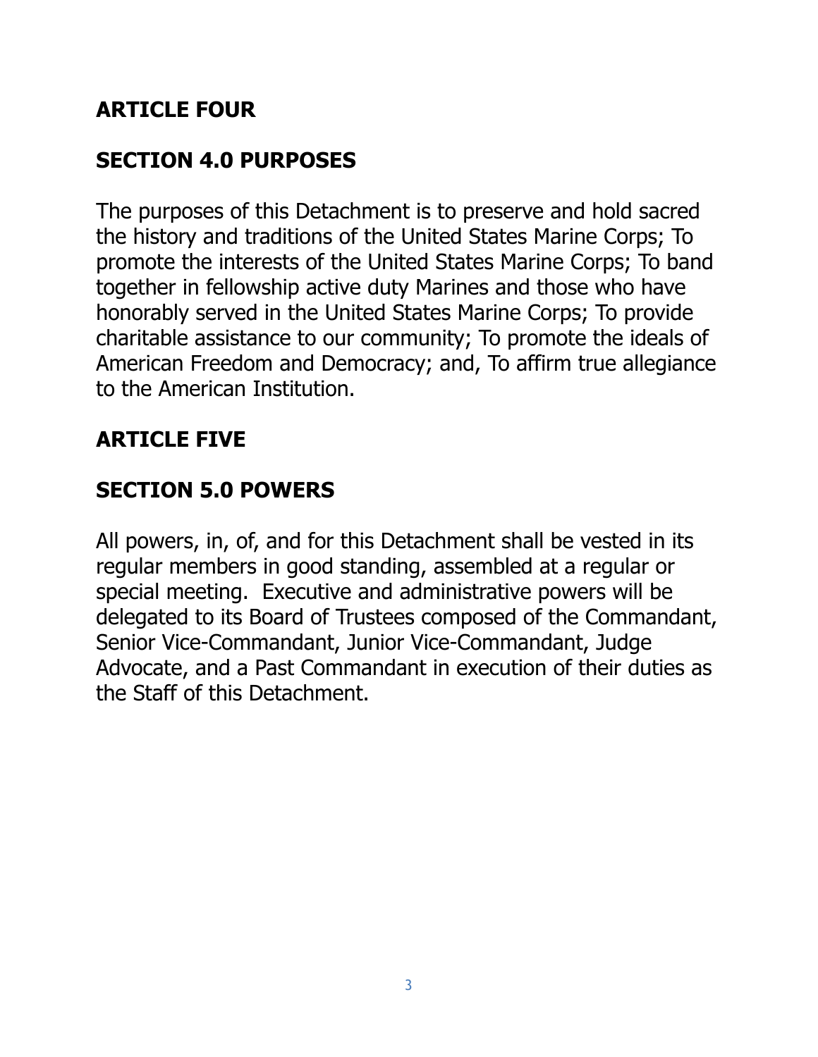## ARTICLE FOUR

## SECTION 4.0 PURPOSES

The purposes of this Detachment is to preserve and hold sacred the history and traditions of the United States Marine Corps; To promote the interests of the United States Marine Corps; To band together in fellowship active duty Marines and those who have honorably served in the United States Marine Corps; To provide charitable assistance to our community; To promote the ideals of American Freedom and Democracy; and, To affirm true allegiance to the American Institution.

## ARTICLE FIVE

## SECTION 5.0 POWERS

All powers, in, of, and for this Detachment shall be vested in its regular members in good standing, assembled at a regular or special meeting. Executive and administrative powers will be delegated to its Board of Trustees composed of the Commandant, Senior Vice-Commandant, Junior Vice-Commandant, Judge Advocate, and a Past Commandant in execution of their duties as the Staff of this Detachment.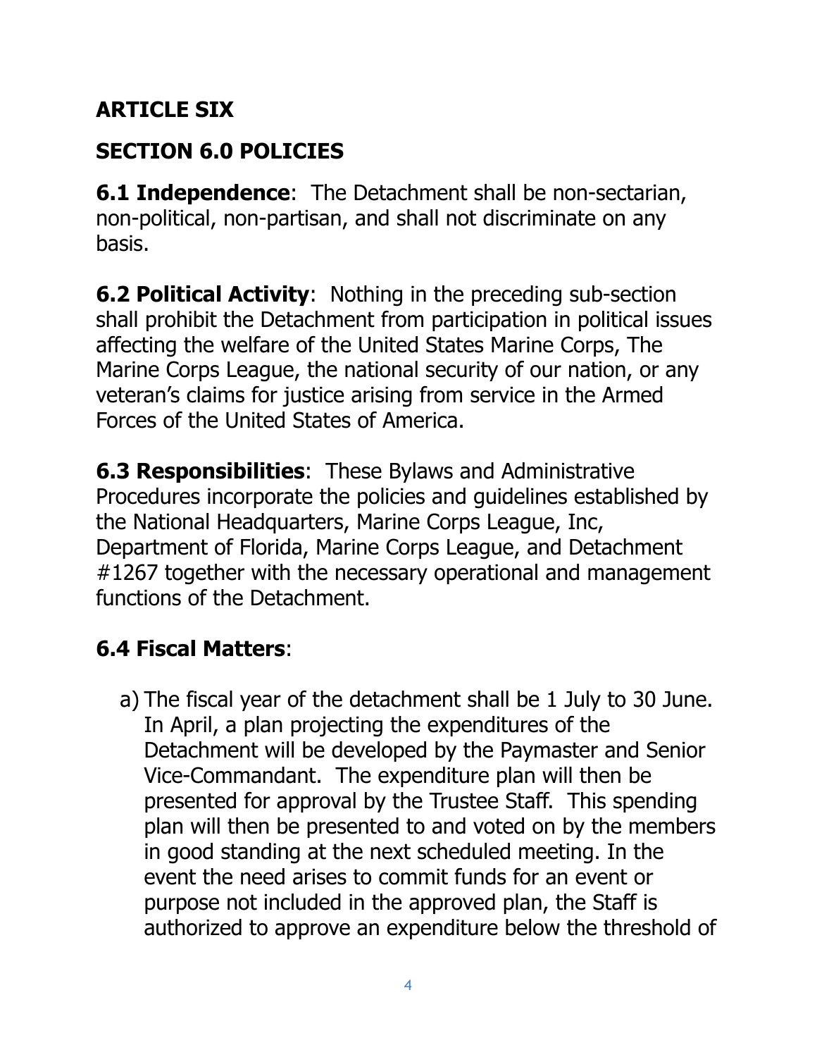## ARTICLE SIX

## SECTION 6.0 POLICIES

**6.1 Independence**: The Detachment shall be non-sectarian, non-political, non-partisan, and shall not discriminate on any basis.

**6.2 Political Activity**: Nothing in the preceding sub-section shall prohibit the Detachment from participation in political issues affecting the welfare of the United States Marine Corps, The Marine Corps League, the national security of our nation, or any veteran's claims for justice arising from service in the Armed Forces of the United States of America.

**6.3 Responsibilities**: These Bylaws and Administrative Procedures incorporate the policies and guidelines established by the National Headquarters, Marine Corps League, Inc, Department of Florida, Marine Corps League, and Detachment #1267 together with the necessary operational and management functions of the Detachment.

**6.4 Fiscal Matters**:

a) The fiscal year of the detachment shall be 1 July to 30 June. In April, a plan projecting the expenditures of the Detachment will be developed by the Paymaster and Senior Vice-Commandant. The expenditure plan will then be presented for approval by the Trustee Staff. This spending plan will then be presented to and voted on by the members in good standing at the next scheduled meeting. In the event the need arises to commit funds for an event or purpose not included in the approved plan, the Staff is authorized to approve an expenditure below the threshold of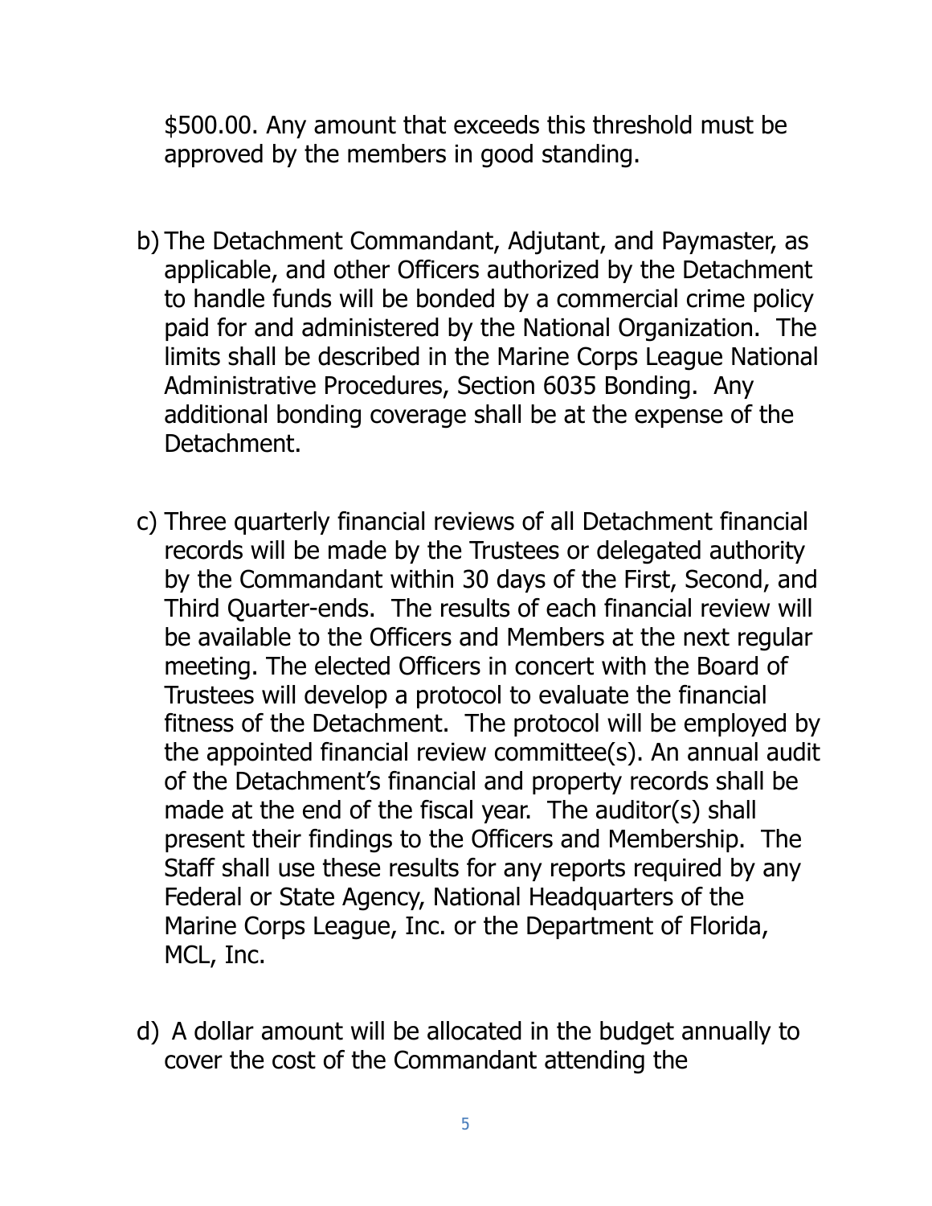$500.00. Any amount that exceeds this threshold must be approved by the members in good standing.

b) The Detachment Commandant, Adjutant, and Paymaster, as applicable, and other Officers authorized by the Detachment to handle funds will be bonded by a commercial crime policy paid for and administered by the National Organization. The limits shall be described in the Marine Corps League National Administrative Procedures, Section 6035 Bonding. Any additional bonding coverage shall be at the expense of the Detachment.

c) Three quarterly financial reviews of all Detachment financial records will be made by the Trustees or delegated authority by the Commandant within 30 days of the First, Second, and Third Quarter-ends. The results of each financial review will be available to the Officers and Members at the next regular meeting. The elected Officers in concert with the Board of Trustees will develop a protocol to evaluate the financial fitness of the Detachment. The protocol will be employed by the appointed financial review committee(s). An annual audit of the Detachment's financial and property records shall be made at the end of the fiscal year. The auditor(s) shall present their findings to the Officers and Membership. The Staff shall use these results for any reports required by any Federal or State Agency, National Headquarters of the Marine Corps League, Inc. or the Department of Florida, MCL, Inc.

d) A dollar amount will be allocated in the budget annually to cover the cost of the Commandant attending the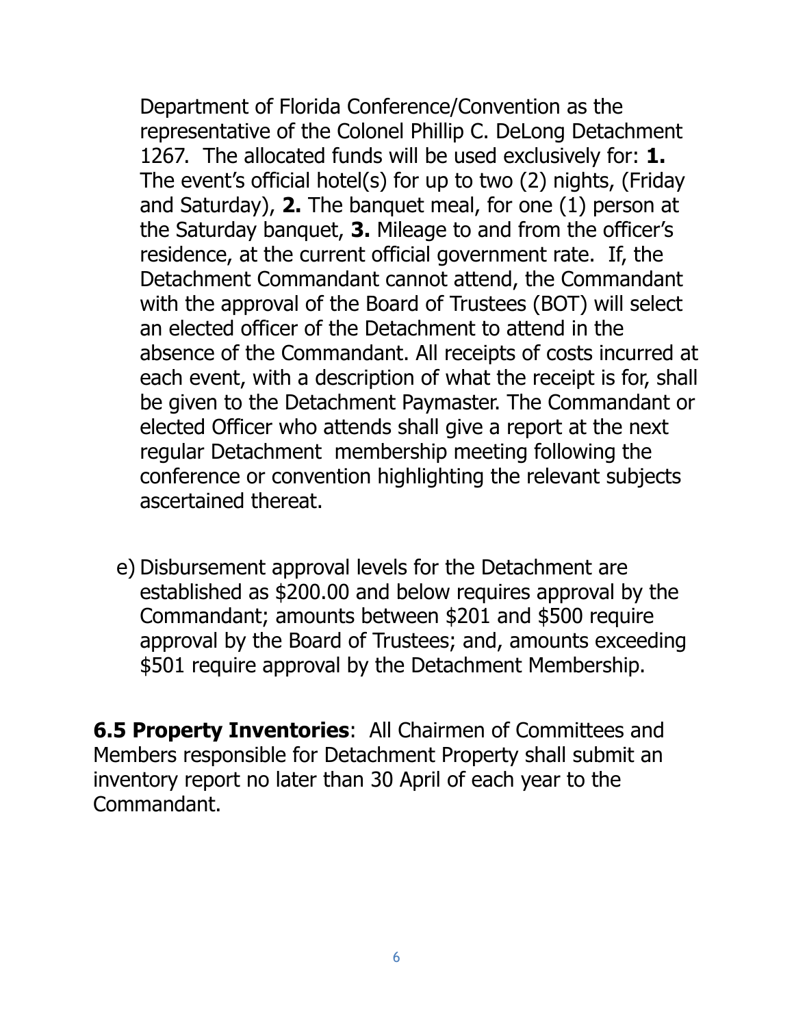Department of Florida Conference/Convention as the representative of the Colonel Phillip C. DeLong Detachment 1267. The allocated funds will be used exclusively for: **1.** The event's official hotel(s) for up to two (2) nights, (Friday and Saturday), **2.** The banquet meal, for one (1) person at the Saturday banquet, **3.** Mileage to and from the officer's residence, at the current official government rate. If, the Detachment Commandant cannot attend, the Commandant with the approval of the Board of Trustees (BOT) will select an elected officer of the Detachment to attend in the absence of the Commandant. All receipts of costs incurred at each event, with a description of what the receipt is for, shall be given to the Detachment Paymaster. The Commandant or elected Officer who attends shall give a report at the next regular Detachment membership meeting following the conference or convention highlighting the relevant subjects ascertained thereat.

e) Disbursement approval levels for the Detachment are established as $200.00 and below requires approval by the Commandant; amounts between $201 and $500 require approval by the Board of Trustees; and, amounts exceeding $501 require approval by the Detachment Membership.

**6.5 Property Inventories**: All Chairmen of Committees and Members responsible for Detachment Property shall submit an inventory report no later than 30 April of each year to the Commandant.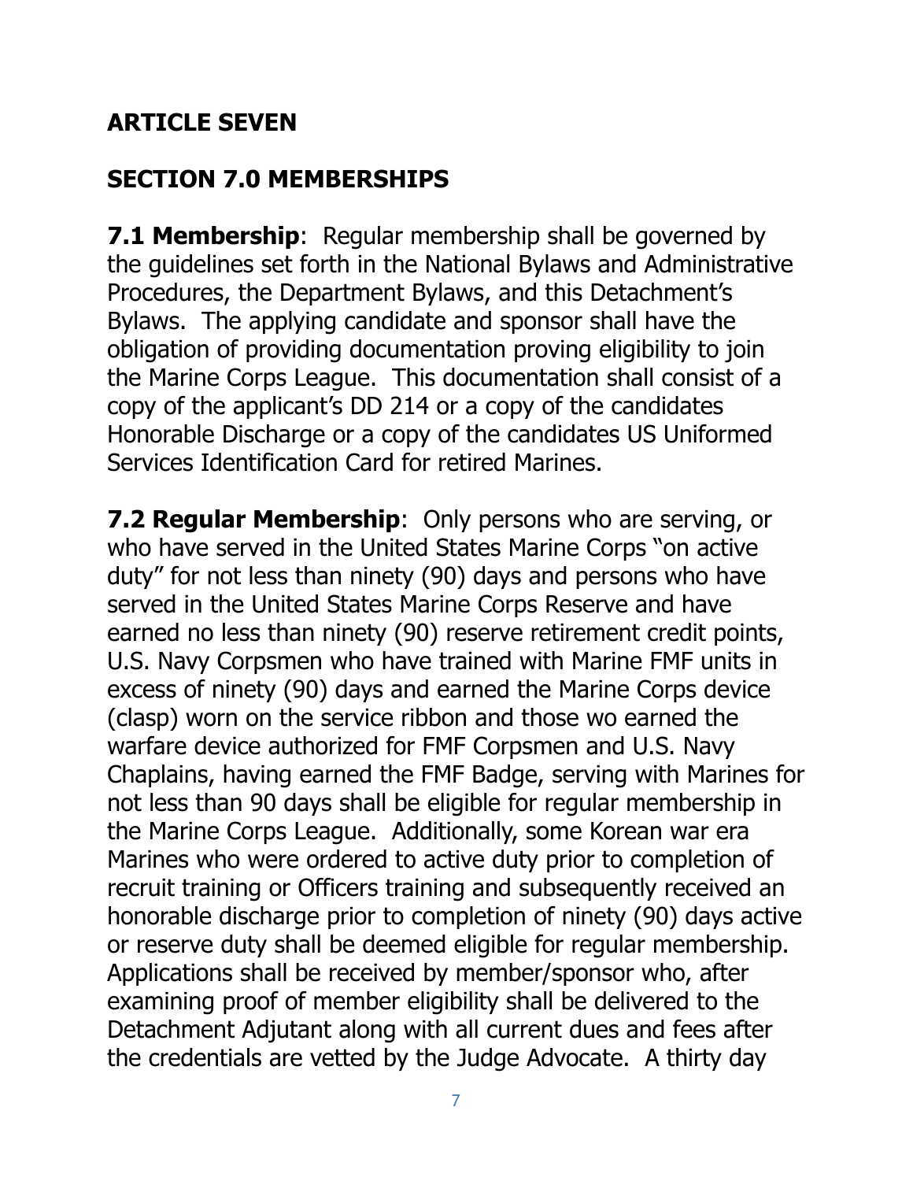## ARTICLE SEVEN

## SECTION 7.0 MEMBERSHIPS

**7.1 Membership**: Regular membership shall be governed by the guidelines set forth in the National Bylaws and Administrative Procedures, the Department Bylaws, and this Detachment's Bylaws. The applying candidate and sponsor shall have the obligation of providing documentation proving eligibility to join the Marine Corps League. This documentation shall consist of a copy of the applicant's DD 214 or a copy of the candidates Honorable Discharge or a copy of the candidates US Uniformed Services Identification Card for retired Marines.

**7.2 Regular Membership**: Only persons who are serving, or who have served in the United States Marine Corps "on active duty" for not less than ninety (90) days and persons who have served in the United States Marine Corps Reserve and have earned no less than ninety (90) reserve retirement credit points, U.S. Navy Corpsmen who have trained with Marine FMF units in excess of ninety (90) days and earned the Marine Corps device (clasp) worn on the service ribbon and those wo earned the warfare device authorized for FMF Corpsmen and U.S. Navy Chaplains, having earned the FMF Badge, serving with Marines for not less than 90 days shall be eligible for regular membership in the Marine Corps League. Additionally, some Korean war era Marines who were ordered to active duty prior to completion of recruit training or Officers training and subsequently received an honorable discharge prior to completion of ninety (90) days active or reserve duty shall be deemed eligible for regular membership. Applications shall be received by member/sponsor who, after examining proof of member eligibility shall be delivered to the Detachment Adjutant along with all current dues and fees after the credentials are vetted by the Judge Advocate. A thirty day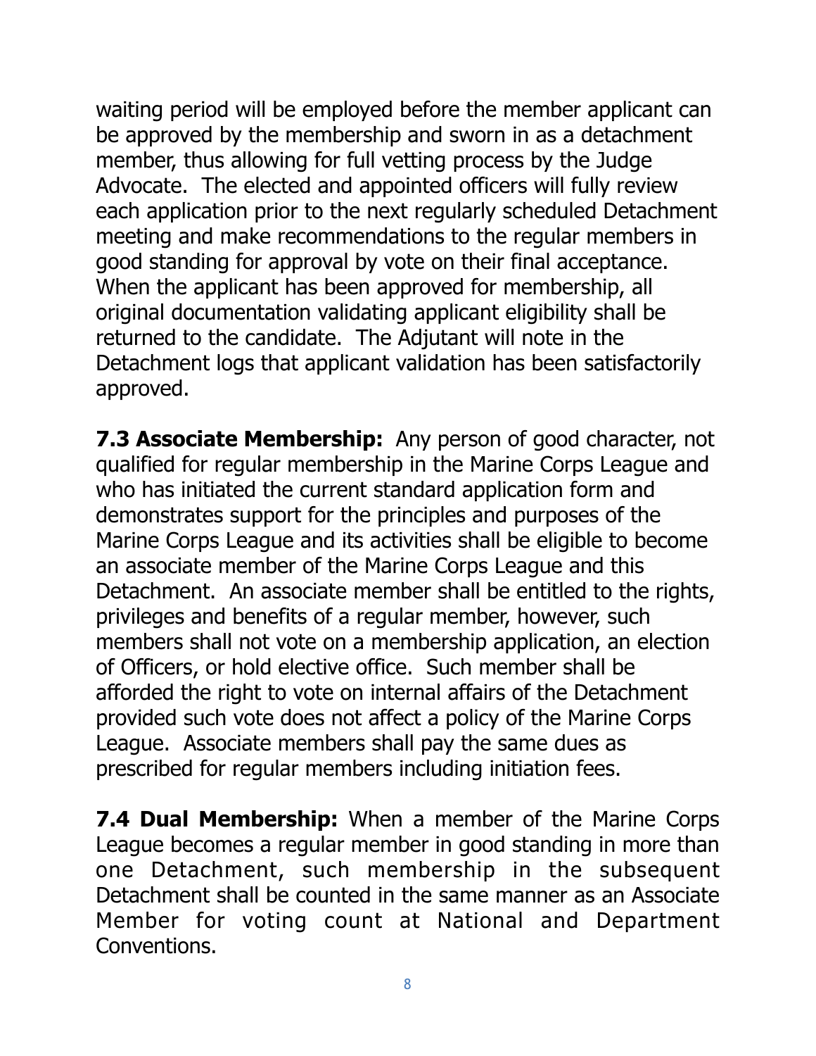waiting period will be employed before the member applicant can be approved by the membership and sworn in as a detachment member, thus allowing for full vetting process by the Judge Advocate. The elected and appointed officers will fully review each application prior to the next regularly scheduled Detachment meeting and make recommendations to the regular members in good standing for approval by vote on their final acceptance. When the applicant has been approved for membership, all original documentation validating applicant eligibility shall be returned to the candidate. The Adjutant will note in the Detachment logs that applicant validation has been satisfactorily approved.

**7.3 Associate Membership:** Any person of good character, not qualified for regular membership in the Marine Corps League and who has initiated the current standard application form and demonstrates support for the principles and purposes of the Marine Corps League and its activities shall be eligible to become an associate member of the Marine Corps League and this Detachment. An associate member shall be entitled to the rights, privileges and benefits of a regular member, however, such members shall not vote on a membership application, an election of Officers, or hold elective office. Such member shall be afforded the right to vote on internal affairs of the Detachment provided such vote does not affect a policy of the Marine Corps League. Associate members shall pay the same dues as prescribed for regular members including initiation fees.

**7.4 Dual Membership:** When a member of the Marine Corps League becomes a regular member in good standing in more than one Detachment, such membership in the subsequent Detachment shall be counted in the same manner as an Associate Member for voting count at National and Department Conventions.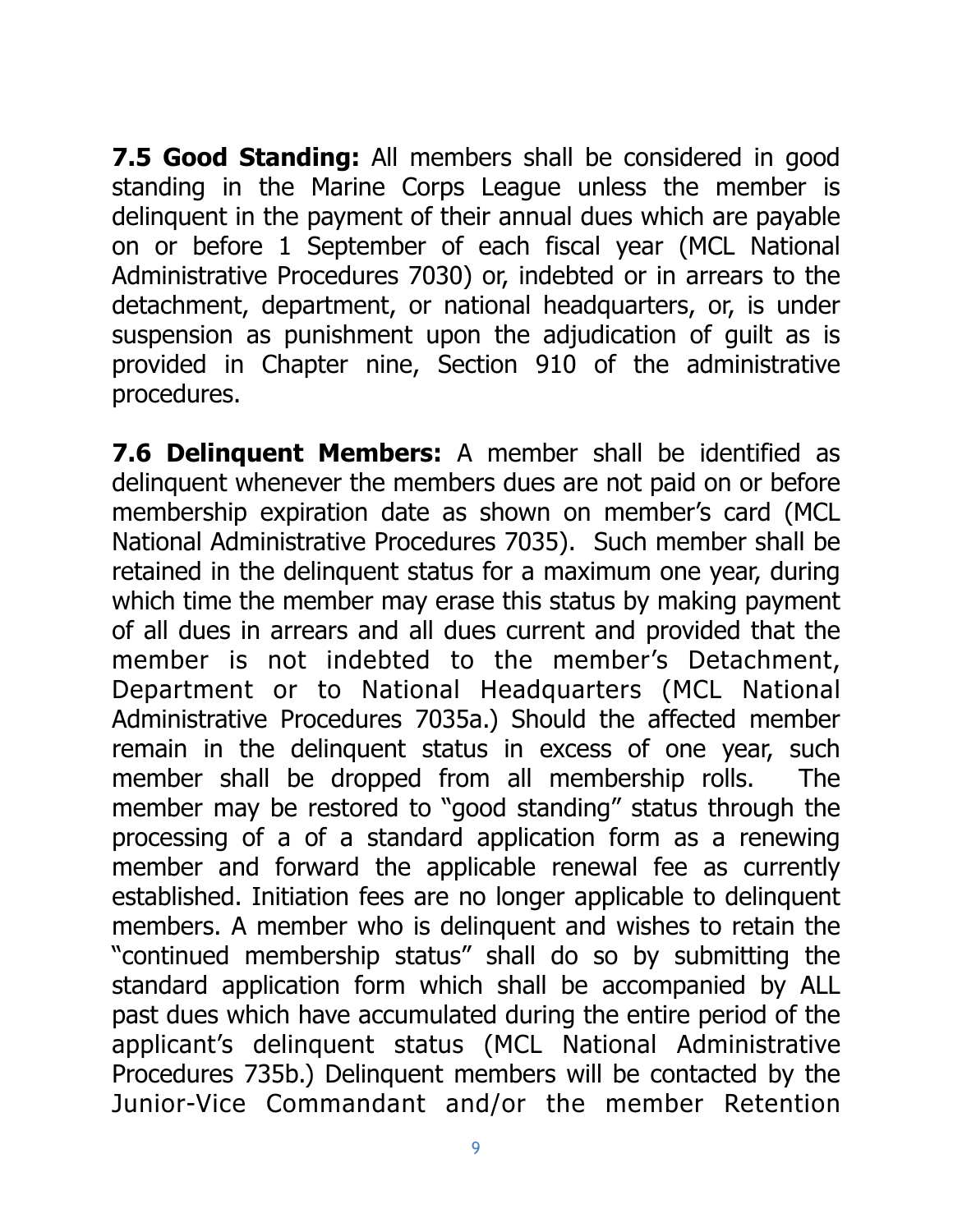**7.5 Good Standing:** All members shall be considered in good standing in the Marine Corps League unless the member is delinquent in the payment of their annual dues which are payable on or before 1 September of each fiscal year (MCL National Administrative Procedures 7030) or, indebted or in arrears to the detachment, department, or national headquarters, or, is under suspension as punishment upon the adjudication of guilt as is provided in Chapter nine, Section 910 of the administrative procedures.

**7.6 Delinquent Members:** A member shall be identified as delinquent whenever the members dues are not paid on or before membership expiration date as shown on member's card (MCL National Administrative Procedures 7035). Such member shall be retained in the delinquent status for a maximum one year, during which time the member may erase this status by making payment of all dues in arrears and all dues current and provided that the member is not indebted to the member's Detachment, Department or to National Headquarters (MCL National Administrative Procedures 7035a.) Should the affected member remain in the delinquent status in excess of one year, such member shall be dropped from all membership rolls. The member may be restored to "good standing" status through the processing of a of a standard application form as a renewing member and forward the applicable renewal fee as currently established. Initiation fees are no longer applicable to delinquent members. A member who is delinquent and wishes to retain the "continued membership status" shall do so by submitting the standard application form which shall be accompanied by ALL past dues which have accumulated during the entire period of the applicant's delinquent status (MCL National Administrative Procedures 735b.) Delinquent members will be contacted by the Junior-Vice Commandant and/or the member Retention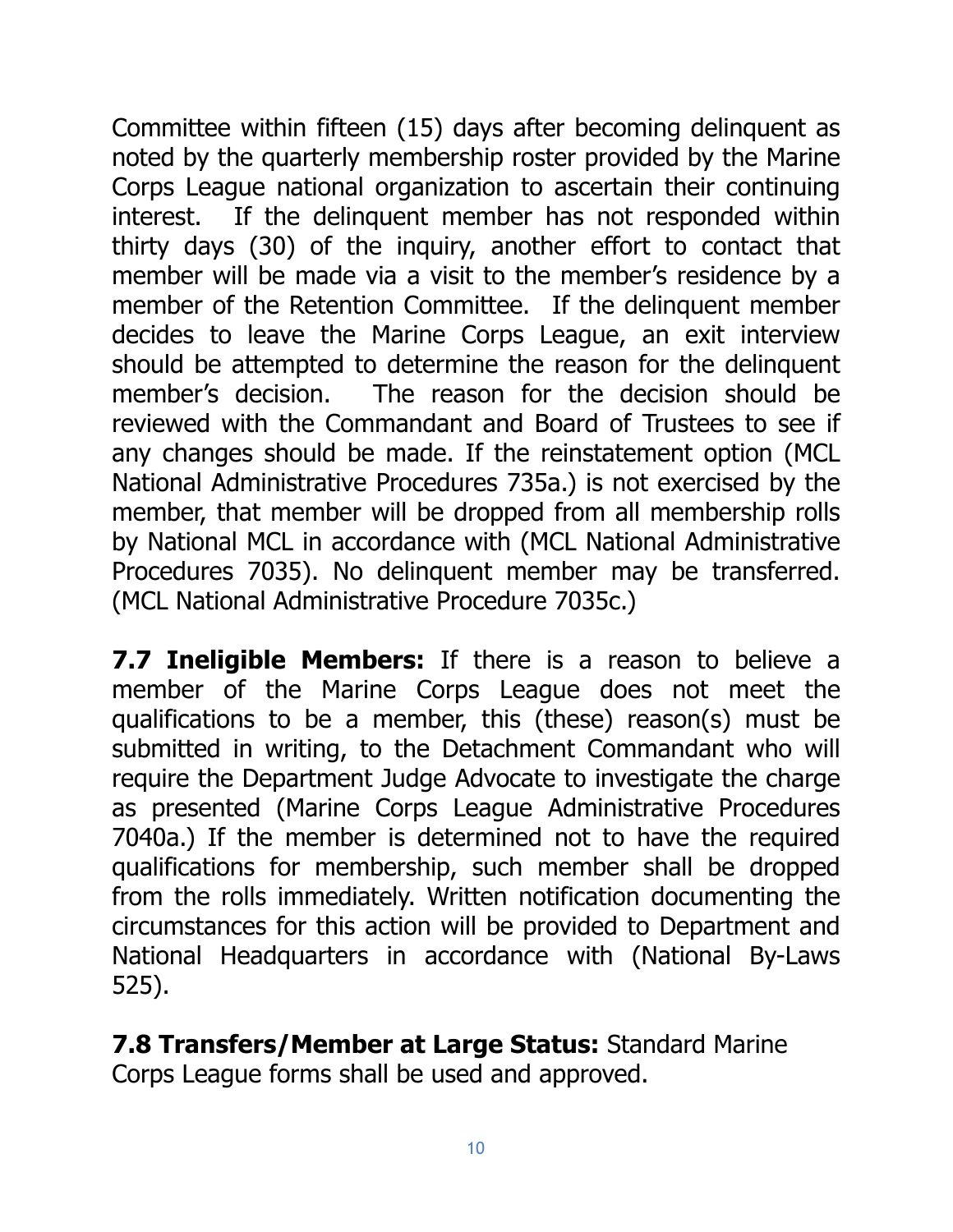Committee within fifteen (15) days after becoming delinquent as noted by the quarterly membership roster provided by the Marine Corps League national organization to ascertain their continuing interest. If the delinquent member has not responded within thirty days (30) of the inquiry, another effort to contact that member will be made via a visit to the member's residence by a member of the Retention Committee. If the delinquent member decides to leave the Marine Corps League, an exit interview should be attempted to determine the reason for the delinquent member's decision. The reason for the decision should be reviewed with the Commandant and Board of Trustees to see if any changes should be made. If the reinstatement option (MCL National Administrative Procedures 735a.) is not exercised by the member, that member will be dropped from all membership rolls by National MCL in accordance with (MCL National Administrative Procedures 7035). No delinquent member may be transferred. (MCL National Administrative Procedure 7035c.)

**7.7 Ineligible Members:** If there is a reason to believe a member of the Marine Corps League does not meet the qualifications to be a member, this (these) reason(s) must be submitted in writing, to the Detachment Commandant who will require the Department Judge Advocate to investigate the charge as presented (Marine Corps League Administrative Procedures 7040a.) If the member is determined not to have the required qualifications for membership, such member shall be dropped from the rolls immediately. Written notification documenting the circumstances for this action will be provided to Department and National Headquarters in accordance with (National By-Laws 525).

**7.8 Transfers/Member at Large Status:** Standard Marine Corps League forms shall be used and approved.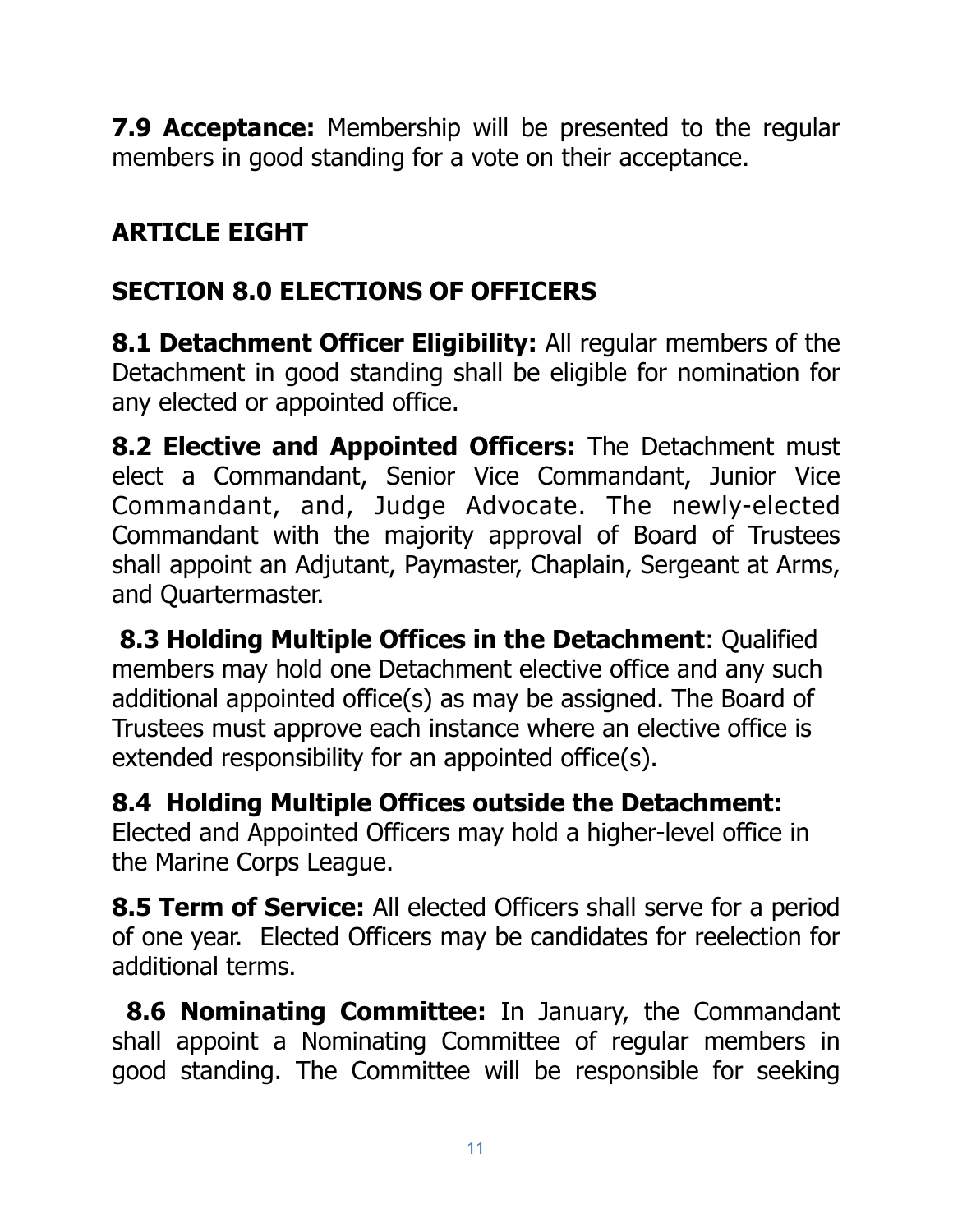**7.9 Acceptance:** Membership will be presented to the regular members in good standing for a vote on their acceptance.

## ARTICLE EIGHT

## SECTION 8.0 ELECTIONS OF OFFICERS

**8.1 Detachment Officer Eligibility:** All regular members of the Detachment in good standing shall be eligible for nomination for any elected or appointed office.

**8.2 Elective and Appointed Officers:** The Detachment must elect a Commandant, Senior Vice Commandant, Junior Vice Commandant, and, Judge Advocate. The newly-elected Commandant with the majority approval of Board of Trustees shall appoint an Adjutant, Paymaster, Chaplain, Sergeant at Arms, and Quartermaster.

**8.3 Holding Multiple Offices in the Detachment**: Qualified members may hold one Detachment elective office and any such additional appointed office(s) as may be assigned. The Board of Trustees must approve each instance where an elective office is extended responsibility for an appointed office(s).

**8.4 Holding Multiple Offices outside the Detachment:** Elected and Appointed Officers may hold a higher-level office in the Marine Corps League.

**8.5 Term of Service:** All elected Officers shall serve for a period of one year. Elected Officers may be candidates for reelection for additional terms.

**8.6 Nominating Committee:** In January, the Commandant shall appoint a Nominating Committee of regular members in good standing. The Committee will be responsible for seeking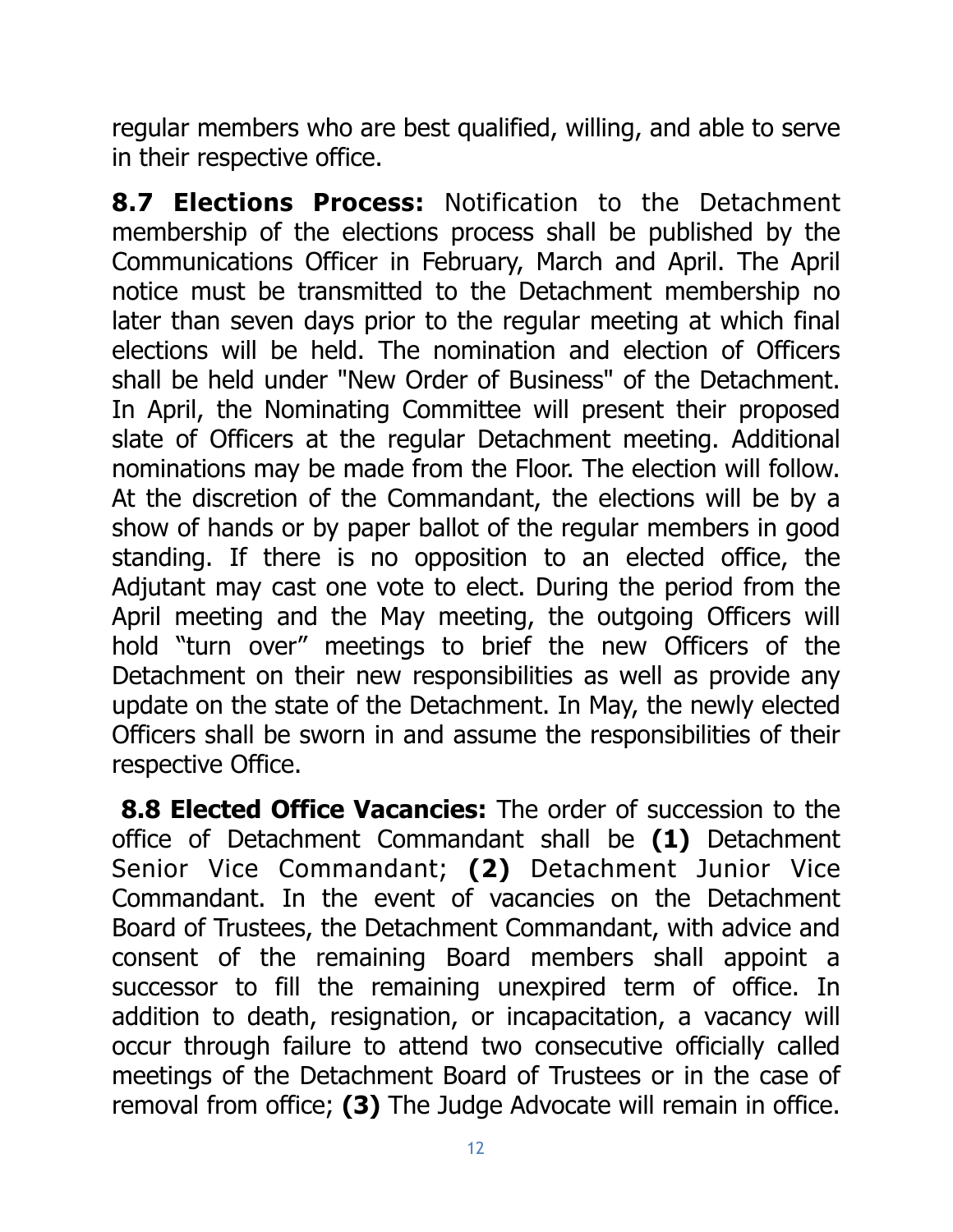regular members who are best qualified, willing, and able to serve in their respective office.

**8.7 Elections Process:** Notification to the Detachment membership of the elections process shall be published by the Communications Officer in February, March and April. The April notice must be transmitted to the Detachment membership no later than seven days prior to the regular meeting at which final elections will be held. The nomination and election of Officers shall be held under "New Order of Business" of the Detachment. In April, the Nominating Committee will present their proposed slate of Officers at the regular Detachment meeting. Additional nominations may be made from the Floor. The election will follow. At the discretion of the Commandant, the elections will be by a show of hands or by paper ballot of the regular members in good standing. If there is no opposition to an elected office, the Adjutant may cast one vote to elect. During the period from the April meeting and the May meeting, the outgoing Officers will hold "turn over" meetings to brief the new Officers of the Detachment on their new responsibilities as well as provide any update on the state of the Detachment. In May, the newly elected Officers shall be sworn in and assume the responsibilities of their respective Office.

**8.8 Elected Office Vacancies:** The order of succession to the office of Detachment Commandant shall be **(1)** Detachment Senior Vice Commandant; **(2)** Detachment Junior Vice Commandant. In the event of vacancies on the Detachment Board of Trustees, the Detachment Commandant, with advice and consent of the remaining Board members shall appoint a successor to fill the remaining unexpired term of office. In addition to death, resignation, or incapacitation, a vacancy will occur through failure to attend two consecutive officially called meetings of the Detachment Board of Trustees or in the case of removal from office; **(3)** The Judge Advocate will remain in office.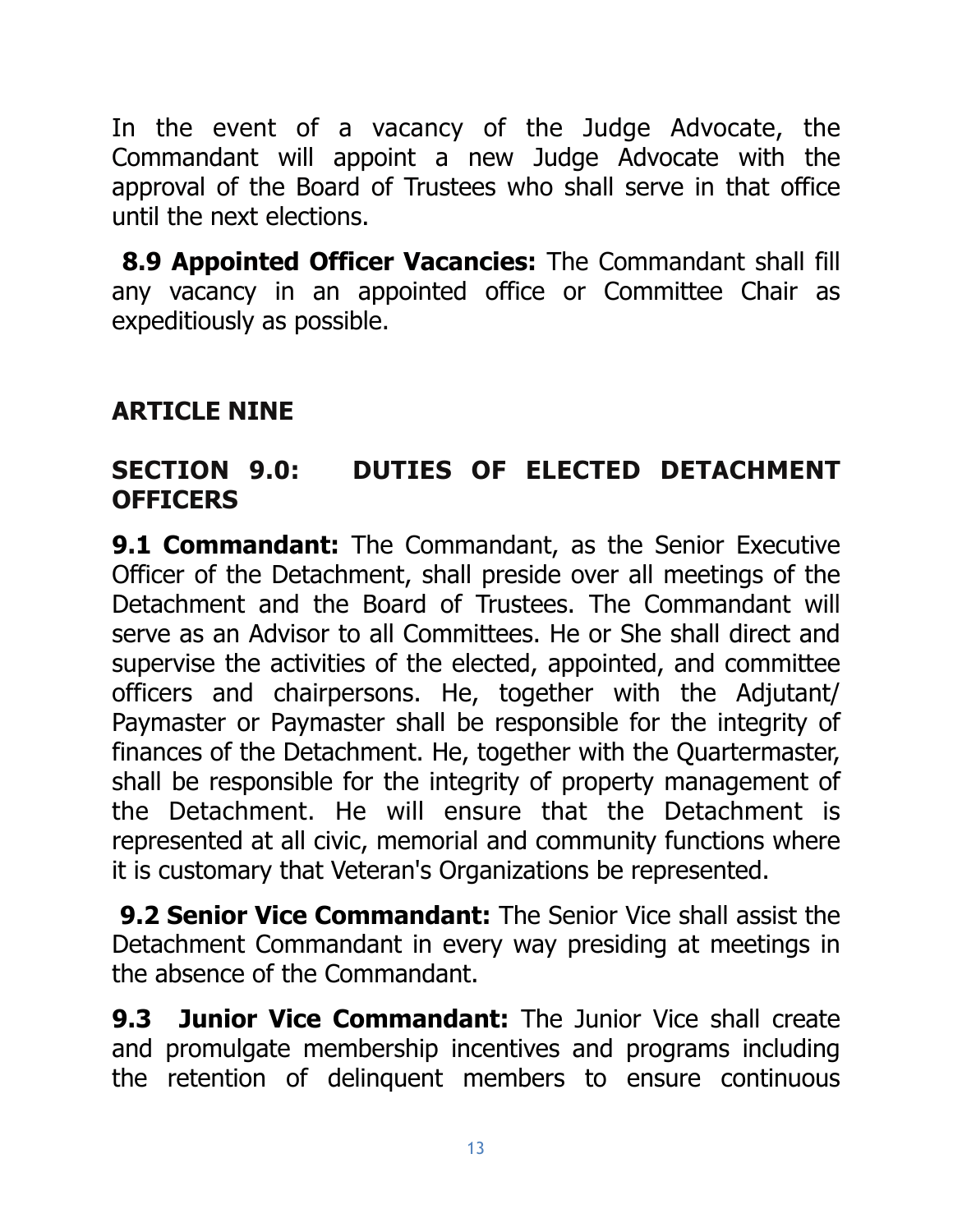In the event of a vacancy of the Judge Advocate, the Commandant will appoint a new Judge Advocate with the approval of the Board of Trustees who shall serve in that office until the next elections.

**8.9 Appointed Officer Vacancies:** The Commandant shall fill any vacancy in an appointed office or Committee Chair as expeditiously as possible.

## ARTICLE NINE

### SECTION 9.0: DUTIES OF ELECTED DETACHMENT OFFICERS

**9.1 Commandant:** The Commandant, as the Senior Executive Officer of the Detachment, shall preside over all meetings of the Detachment and the Board of Trustees. The Commandant will serve as an Advisor to all Committees. He or She shall direct and supervise the activities of the elected, appointed, and committee officers and chairpersons. He, together with the Adjutant/ Paymaster or Paymaster shall be responsible for the integrity of finances of the Detachment. He, together with the Quartermaster, shall be responsible for the integrity of property management of the Detachment. He will ensure that the Detachment is represented at all civic, memorial and community functions where it is customary that Veteran's Organizations be represented.

**9.2 Senior Vice Commandant:** The Senior Vice shall assist the Detachment Commandant in every way presiding at meetings in the absence of the Commandant.

**9.3 Junior Vice Commandant:** The Junior Vice shall create and promulgate membership incentives and programs including the retention of delinquent members to ensure continuous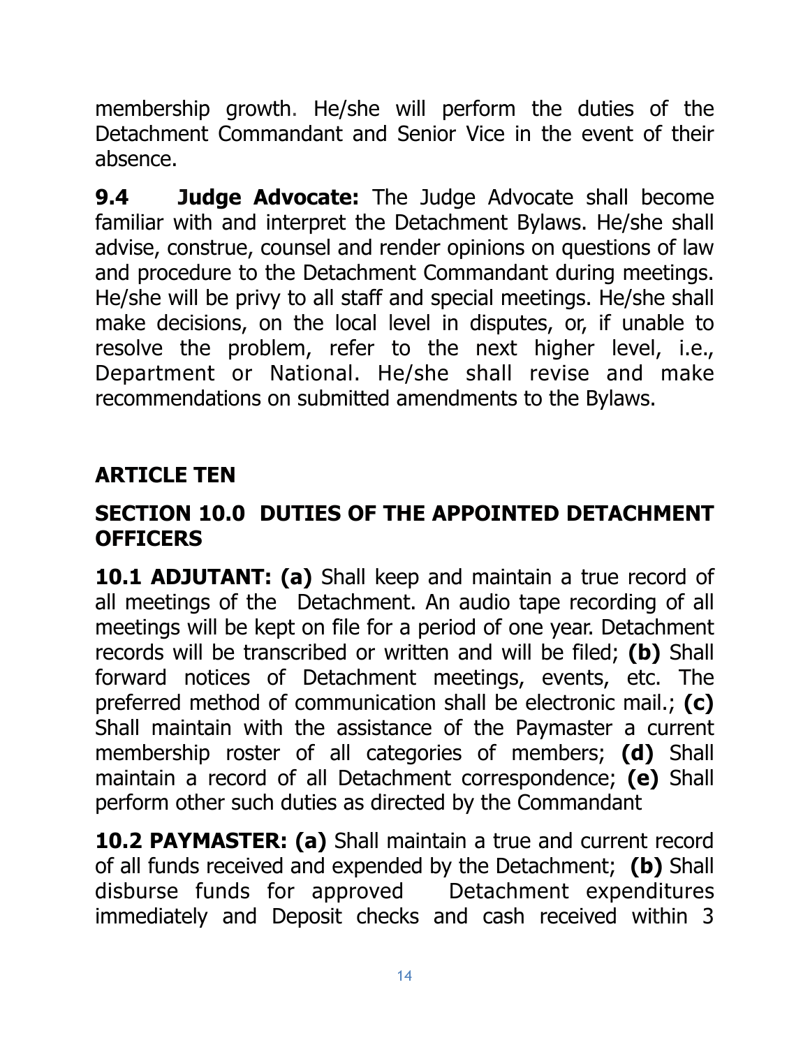membership growth. He/she will perform the duties of the Detachment Commandant and Senior Vice in the event of their absence.

**9.4 Judge Advocate:** The Judge Advocate shall become familiar with and interpret the Detachment Bylaws. He/she shall advise, construe, counsel and render opinions on questions of law and procedure to the Detachment Commandant during meetings. He/she will be privy to all staff and special meetings. He/she shall make decisions, on the local level in disputes, or, if unable to resolve the problem, refer to the next higher level, i.e., Department or National. He/she shall revise and make recommendations on submitted amendments to the Bylaws.

## ARTICLE TEN

## SECTION 10.0 DUTIES OF THE APPOINTED DETACHMENT OFFICERS

**10.1 ADJUTANT: (a)** Shall keep and maintain a true record of all meetings of the Detachment. An audio tape recording of all meetings will be kept on file for a period of one year. Detachment records will be transcribed or written and will be filed; **(b)** Shall forward notices of Detachment meetings, events, etc. The preferred method of communication shall be electronic mail.; **(c)** Shall maintain with the assistance of the Paymaster a current membership roster of all categories of members; **(d)** Shall maintain a record of all Detachment correspondence; **(e)** Shall perform other such duties as directed by the Commandant

**10.2 PAYMASTER: (a)** Shall maintain a true and current record of all funds received and expended by the Detachment; **(b)** Shall disburse funds for approved Detachment expenditures immediately and Deposit checks and cash received within 3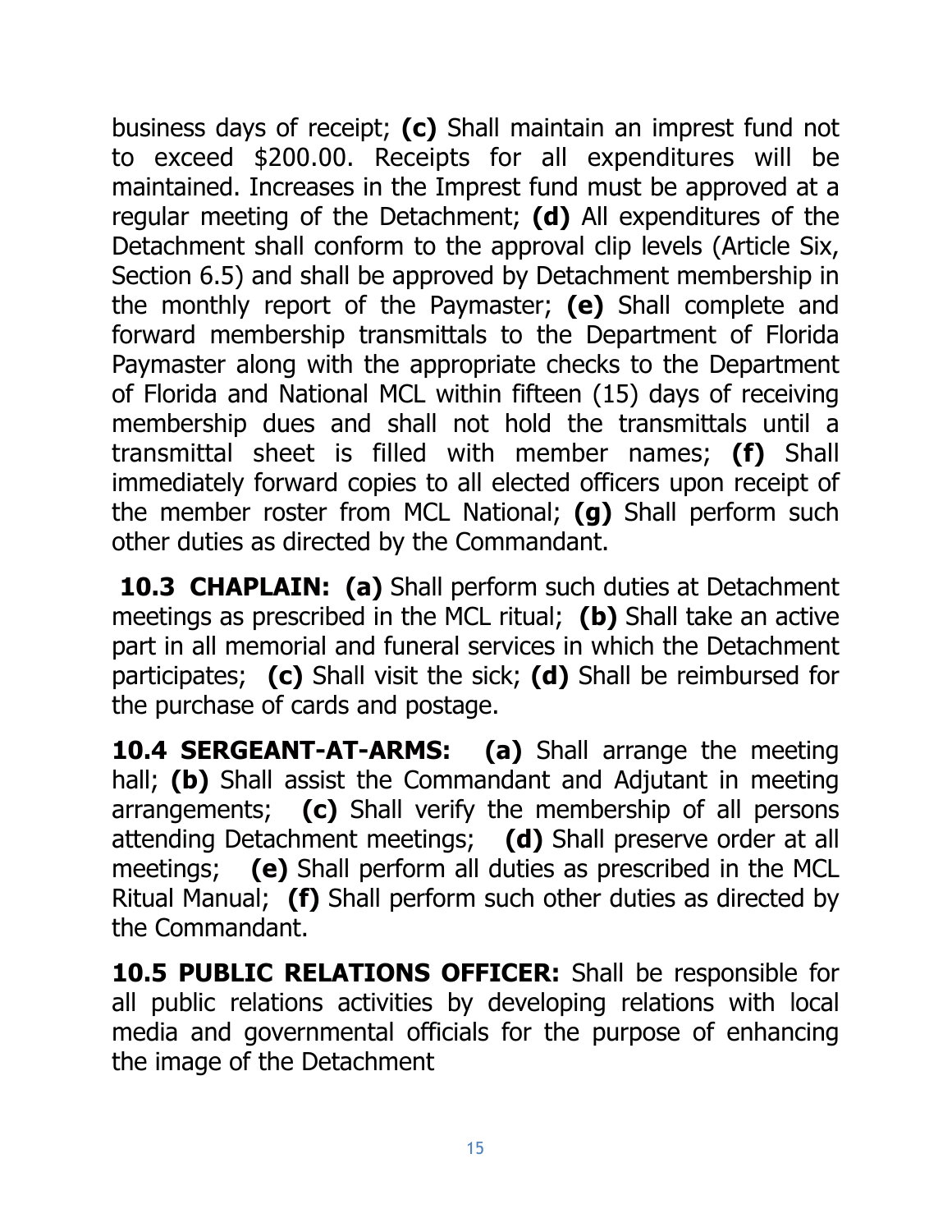business days of receipt; **(c)** Shall maintain an imprest fund not to exceed $200.00. Receipts for all expenditures will be maintained. Increases in the Imprest fund must be approved at a regular meeting of the Detachment; **(d)** All expenditures of the Detachment shall conform to the approval clip levels (Article Six, Section 6.5) and shall be approved by Detachment membership in the monthly report of the Paymaster; **(e)** Shall complete and forward membership transmittals to the Department of Florida Paymaster along with the appropriate checks to the Department of Florida and National MCL within fifteen (15) days of receiving membership dues and shall not hold the transmittals until a transmittal sheet is filled with member names; **(f)** Shall immediately forward copies to all elected officers upon receipt of the member roster from MCL National; **(g)** Shall perform such other duties as directed by the Commandant.

**10.3 CHAPLAIN: (a)** Shall perform such duties at Detachment meetings as prescribed in the MCL ritual; **(b)** Shall take an active part in all memorial and funeral services in which the Detachment participates; **(c)** Shall visit the sick; **(d)** Shall be reimbursed for the purchase of cards and postage.

**10.4 SERGEANT-AT-ARMS: (a)** Shall arrange the meeting hall; **(b)** Shall assist the Commandant and Adjutant in meeting arrangements; **(c)** Shall verify the membership of all persons attending Detachment meetings; **(d)** Shall preserve order at all meetings; **(e)** Shall perform all duties as prescribed in the MCL Ritual Manual; **(f)** Shall perform such other duties as directed by the Commandant.

**10.5 PUBLIC RELATIONS OFFICER:** Shall be responsible for all public relations activities by developing relations with local media and governmental officials for the purpose of enhancing the image of the Detachment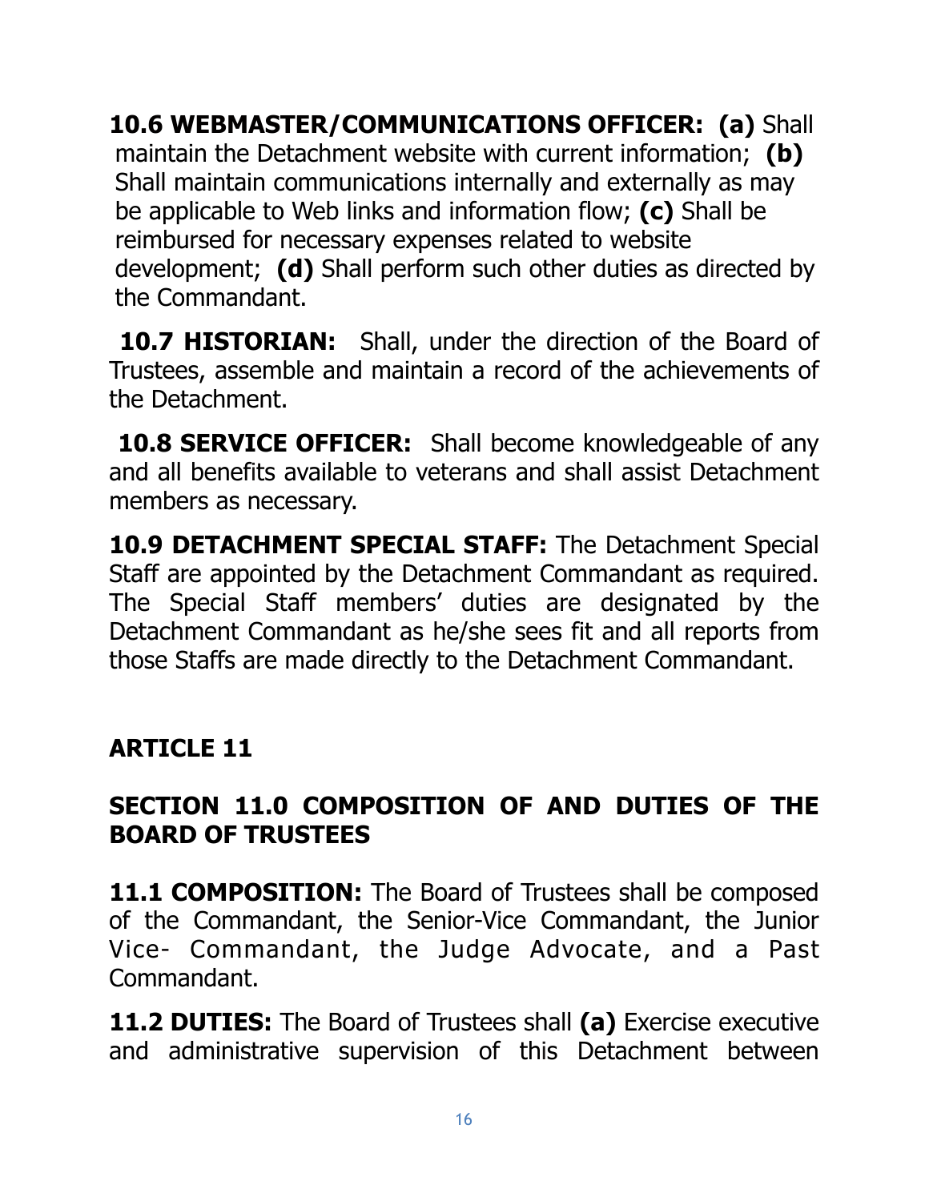**10.6 WEBMASTER/COMMUNICATIONS OFFICER: (a)** Shall maintain the Detachment website with current information; **(b)** Shall maintain communications internally and externally as may be applicable to Web links and information flow; **(c)** Shall be reimbursed for necessary expenses related to website development; **(d)** Shall perform such other duties as directed by the Commandant.

**10.7 HISTORIAN:** Shall, under the direction of the Board of Trustees, assemble and maintain a record of the achievements of the Detachment.

**10.8 SERVICE OFFICER:** Shall become knowledgeable of any and all benefits available to veterans and shall assist Detachment members as necessary.

**10.9 DETACHMENT SPECIAL STAFF:** The Detachment Special Staff are appointed by the Detachment Commandant as required. The Special Staff members' duties are designated by the Detachment Commandant as he/she sees fit and all reports from those Staffs are made directly to the Detachment Commandant.

## ARTICLE 11

## SECTION 11.0 COMPOSITION OF AND DUTIES OF THE BOARD OF TRUSTEES

**11.1 COMPOSITION:** The Board of Trustees shall be composed of the Commandant, the Senior-Vice Commandant, the Junior Vice- Commandant, the Judge Advocate, and a Past Commandant.

**11.2 DUTIES:** The Board of Trustees shall **(a)** Exercise executive and administrative supervision of this Detachment between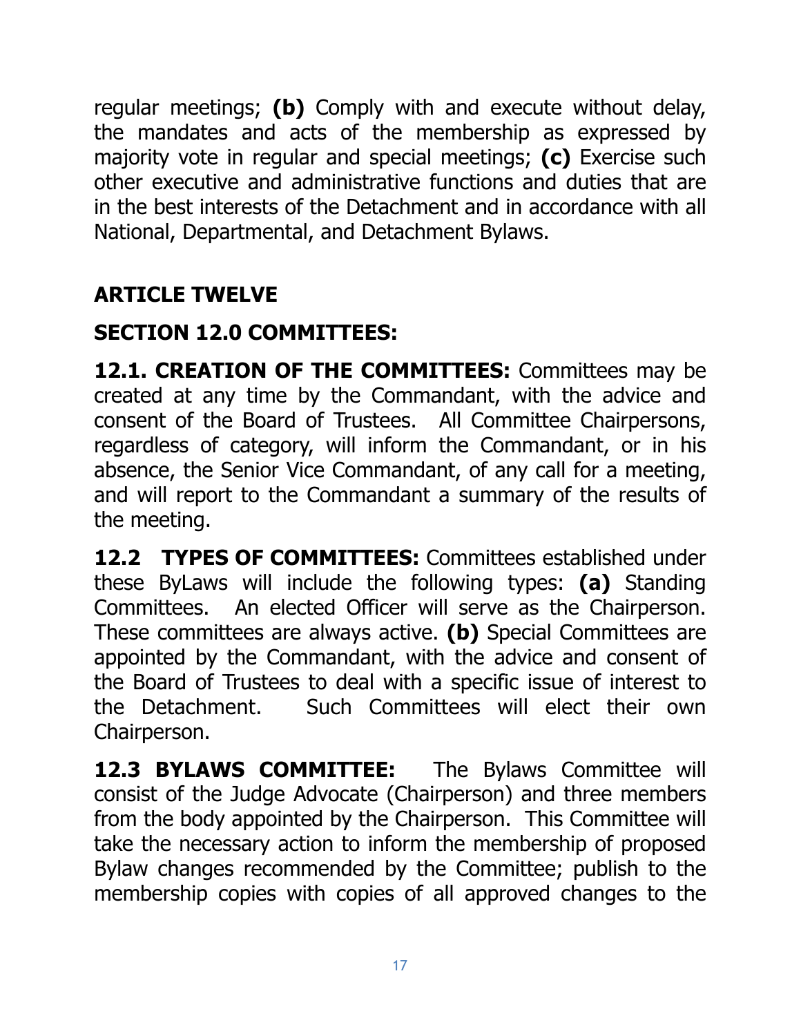regular meetings; **(b)** Comply with and execute without delay, the mandates and acts of the membership as expressed by majority vote in regular and special meetings; **(c)** Exercise such other executive and administrative functions and duties that are in the best interests of the Detachment and in accordance with all National, Departmental, and Detachment Bylaws.

## ARTICLE TWELVE

## SECTION 12.0 COMMITTEES:

**12.1. CREATION OF THE COMMITTEES:** Committees may be created at any time by the Commandant, with the advice and consent of the Board of Trustees. All Committee Chairpersons, regardless of category, will inform the Commandant, or in his absence, the Senior Vice Commandant, of any call for a meeting, and will report to the Commandant a summary of the results of the meeting.

**12.2 TYPES OF COMMITTEES:** Committees established under these ByLaws will include the following types: **(a)** Standing Committees. An elected Officer will serve as the Chairperson. These committees are always active. **(b)** Special Committees are appointed by the Commandant, with the advice and consent of the Board of Trustees to deal with a specific issue of interest to the Detachment. Such Committees will elect their own Chairperson.

**12.3 BYLAWS COMMITTEE:** The Bylaws Committee will consist of the Judge Advocate (Chairperson) and three members from the body appointed by the Chairperson. This Committee will take the necessary action to inform the membership of proposed Bylaw changes recommended by the Committee; publish to the membership copies with copies of all approved changes to the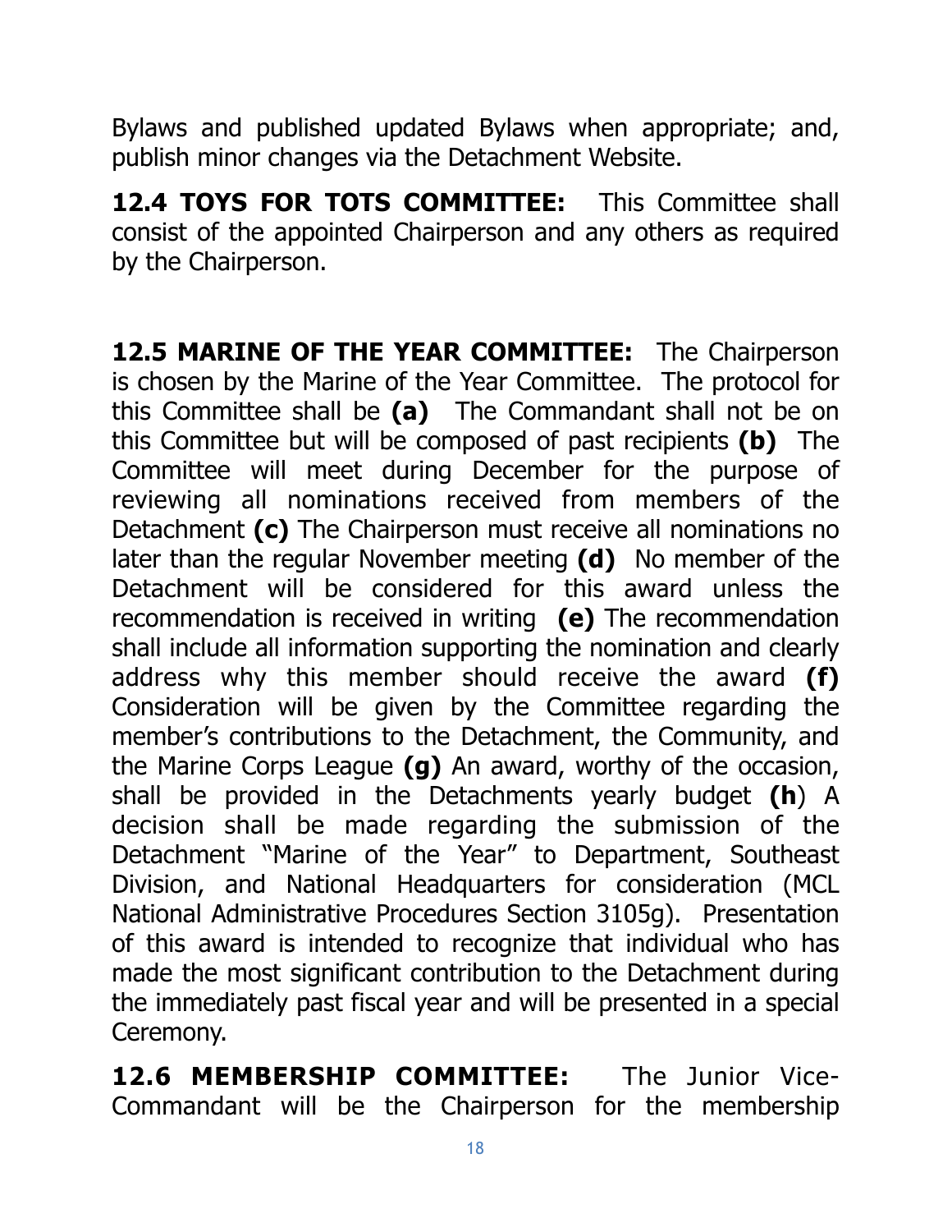Bylaws and published updated Bylaws when appropriate; and, publish minor changes via the Detachment Website.

**12.4 TOYS FOR TOTS COMMITTEE:** This Committee shall consist of the appointed Chairperson and any others as required by the Chairperson.

**12.5 MARINE OF THE YEAR COMMITTEE:** The Chairperson is chosen by the Marine of the Year Committee. The protocol for this Committee shall be **(a)** The Commandant shall not be on this Committee but will be composed of past recipients **(b)** The Committee will meet during December for the purpose of reviewing all nominations received from members of the Detachment **(c)** The Chairperson must receive all nominations no later than the regular November meeting **(d)** No member of the Detachment will be considered for this award unless the recommendation is received in writing **(e)** The recommendation shall include all information supporting the nomination and clearly address why this member should receive the award **(f)** Consideration will be given by the Committee regarding the member's contributions to the Detachment, the Community, and the Marine Corps League **(g)** An award, worthy of the occasion, shall be provided in the Detachments yearly budget **(h)** A decision shall be made regarding the submission of the Detachment "Marine of the Year" to Department, Southeast Division, and National Headquarters for consideration (MCL National Administrative Procedures Section 3105g). Presentation of this award is intended to recognize that individual who has made the most significant contribution to the Detachment during the immediately past fiscal year and will be presented in a special Ceremony.

**12.6 MEMBERSHIP COMMITTEE:** The Junior Vice-Commandant will be the Chairperson for the membership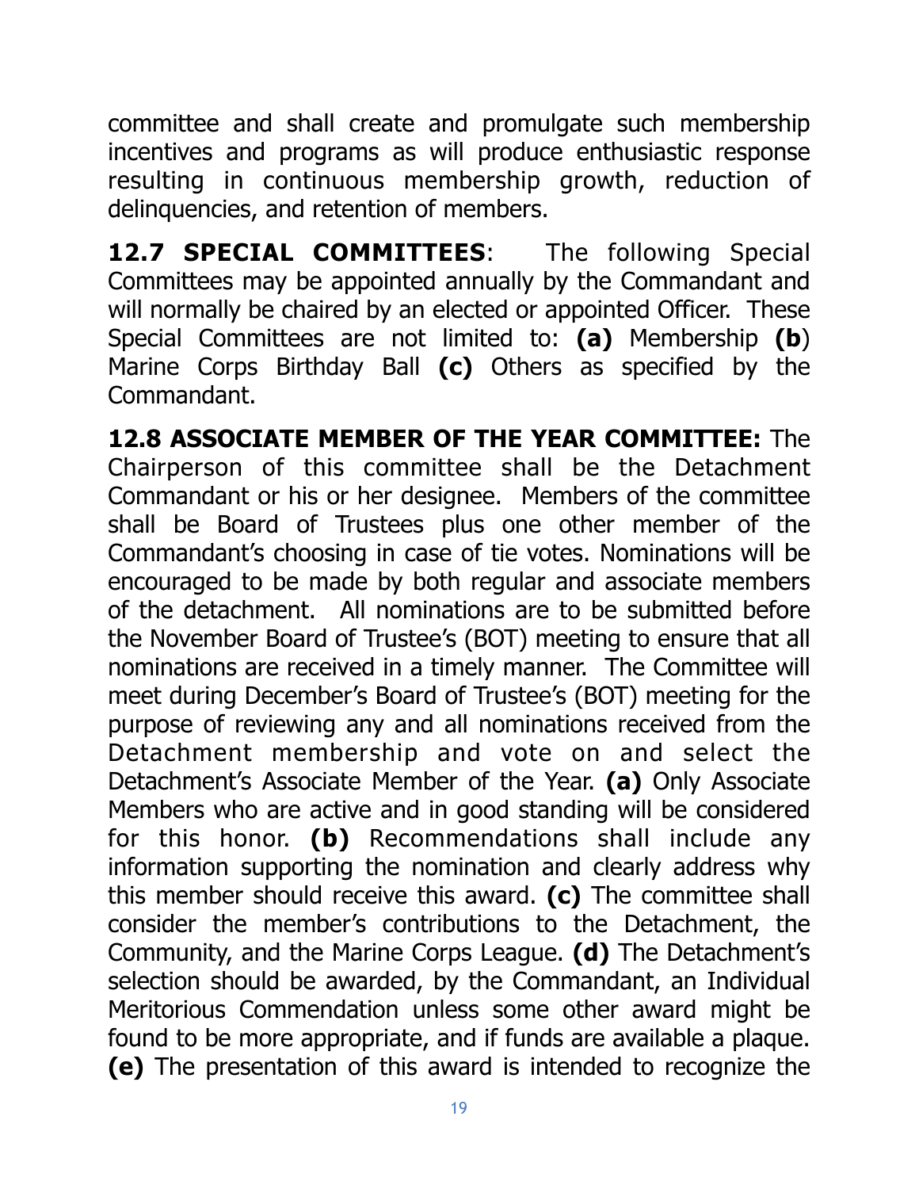committee and shall create and promulgate such membership incentives and programs as will produce enthusiastic response resulting in continuous membership growth, reduction of delinquencies, and retention of members.

**12.7 SPECIAL COMMITTEES**: The following Special Committees may be appointed annually by the Commandant and will normally be chaired by an elected or appointed Officer. These Special Committees are not limited to: **(a)** Membership **(b**) Marine Corps Birthday Ball **(c)** Others as specified by the Commandant.

**12.8 ASSOCIATE MEMBER OF THE YEAR COMMITTEE:** The Chairperson of this committee shall be the Detachment Commandant or his or her designee. Members of the committee shall be Board of Trustees plus one other member of the Commandant's choosing in case of tie votes. Nominations will be encouraged to be made by both regular and associate members of the detachment. All nominations are to be submitted before the November Board of Trustee's (BOT) meeting to ensure that all nominations are received in a timely manner. The Committee will meet during December's Board of Trustee's (BOT) meeting for the purpose of reviewing any and all nominations received from the Detachment membership and vote on and select the Detachment's Associate Member of the Year. **(a)** Only Associate Members who are active and in good standing will be considered for this honor. **(b)** Recommendations shall include any information supporting the nomination and clearly address why this member should receive this award. **(c)** The committee shall consider the member's contributions to the Detachment, the Community, and the Marine Corps League. **(d)** The Detachment's selection should be awarded, by the Commandant, an Individual Meritorious Commendation unless some other award might be found to be more appropriate, and if funds are available a plaque. **(e)** The presentation of this award is intended to recognize the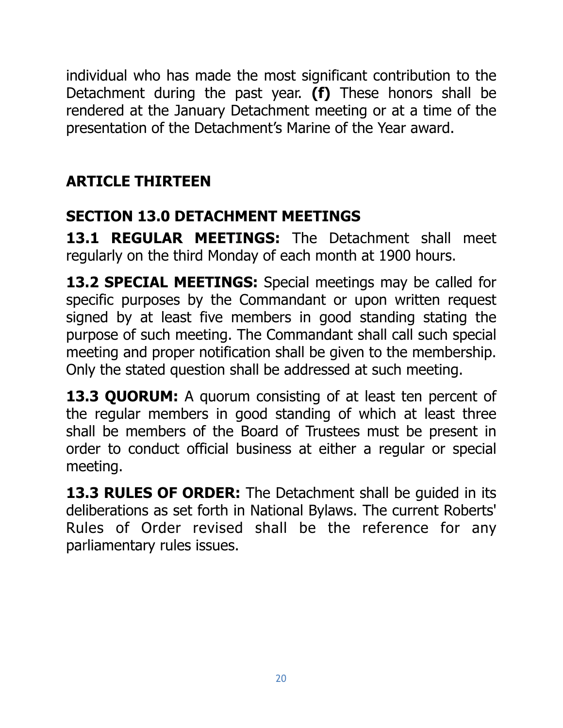individual who has made the most significant contribution to the Detachment during the past year. **(f)** These honors shall be rendered at the January Detachment meeting or at a time of the presentation of the Detachment's Marine of the Year award.

## ARTICLE THIRTEEN

### SECTION 13.0 DETACHMENT MEETINGS

**13.1 REGULAR MEETINGS:** The Detachment shall meet regularly on the third Monday of each month at 1900 hours.

**13.2 SPECIAL MEETINGS:** Special meetings may be called for specific purposes by the Commandant or upon written request signed by at least five members in good standing stating the purpose of such meeting. The Commandant shall call such special meeting and proper notification shall be given to the membership. Only the stated question shall be addressed at such meeting.

**13.3 QUORUM:** A quorum consisting of at least ten percent of the regular members in good standing of which at least three shall be members of the Board of Trustees must be present in order to conduct official business at either a regular or special meeting.

**13.3 RULES OF ORDER:** The Detachment shall be guided in its deliberations as set forth in National Bylaws. The current Roberts' Rules of Order revised shall be the reference for any parliamentary rules issues.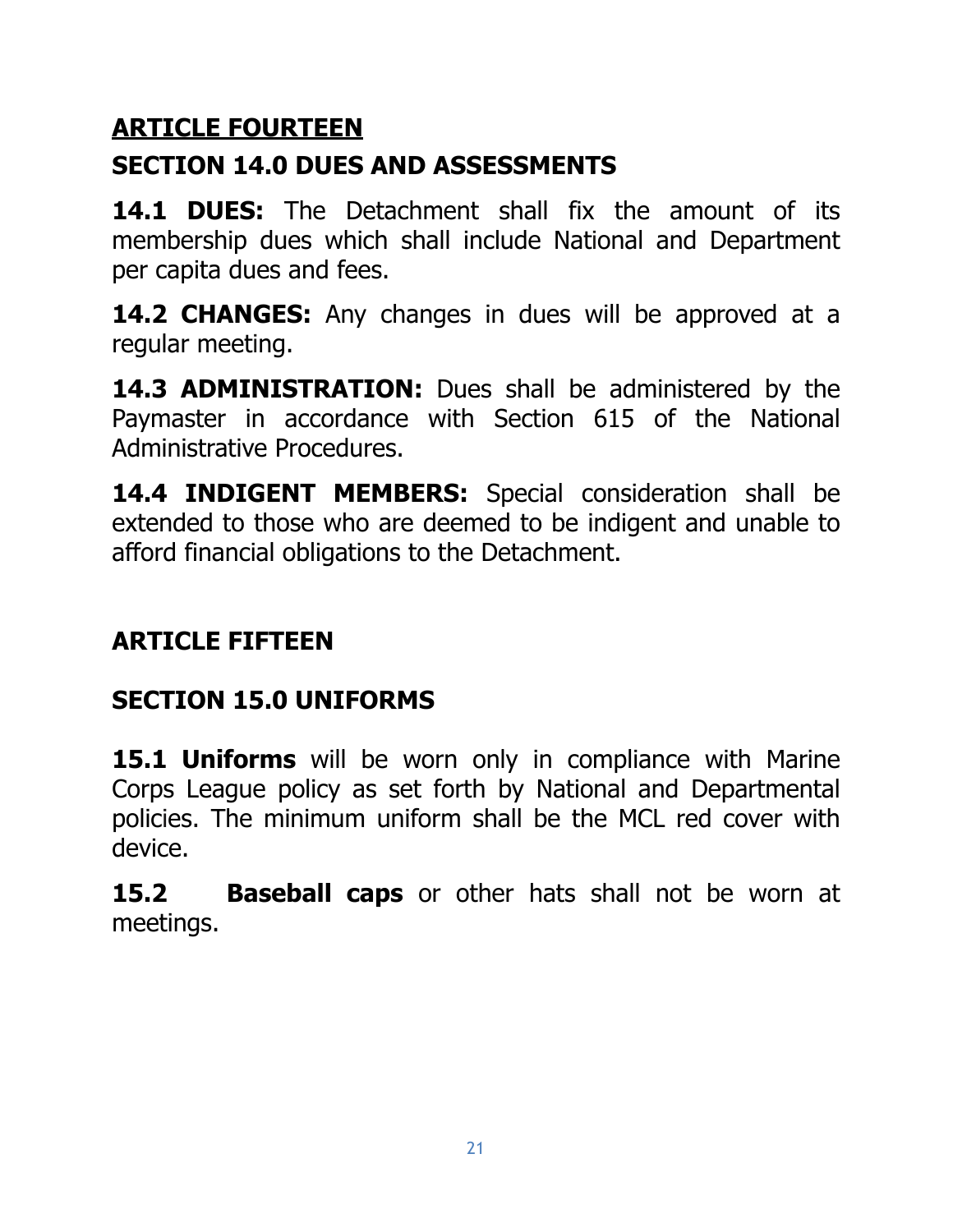## <u>ARTICLE FOURTEEN</u>

## SECTION 14.0 DUES AND ASSESSMENTS

**14.1 DUES:** The Detachment shall fix the amount of its membership dues which shall include National and Department per capita dues and fees.

**14.2 CHANGES:** Any changes in dues will be approved at a regular meeting.

**14.3 ADMINISTRATION:** Dues shall be administered by the Paymaster in accordance with Section 615 of the National Administrative Procedures.

**14.4 INDIGENT MEMBERS:** Special consideration shall be extended to those who are deemed to be indigent and unable to afford financial obligations to the Detachment.

## ARTICLE FIFTEEN

## SECTION 15.0 UNIFORMS

**15.1 Uniforms** will be worn only in compliance with Marine Corps League policy as set forth by National and Departmental policies. The minimum uniform shall be the MCL red cover with device.

**15.2** **Baseball caps** or other hats shall not be worn at meetings.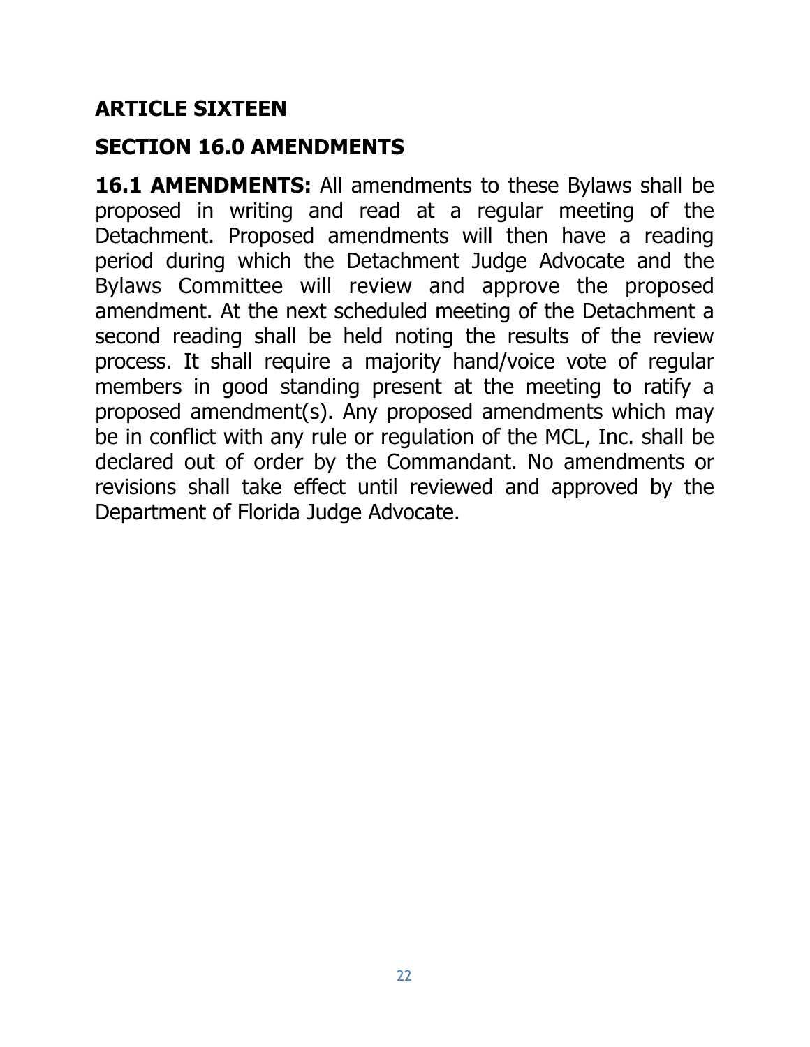## ARTICLE SIXTEEN

## SECTION 16.0 AMENDMENTS

**16.1 AMENDMENTS:** All amendments to these Bylaws shall be proposed in writing and read at a regular meeting of the Detachment. Proposed amendments will then have a reading period during which the Detachment Judge Advocate and the Bylaws Committee will review and approve the proposed amendment. At the next scheduled meeting of the Detachment a second reading shall be held noting the results of the review process. It shall require a majority hand/voice vote of regular members in good standing present at the meeting to ratify a proposed amendment(s). Any proposed amendments which may be in conflict with any rule or regulation of the MCL, Inc. shall be declared out of order by the Commandant. No amendments or revisions shall take effect until reviewed and approved by the Department of Florida Judge Advocate.